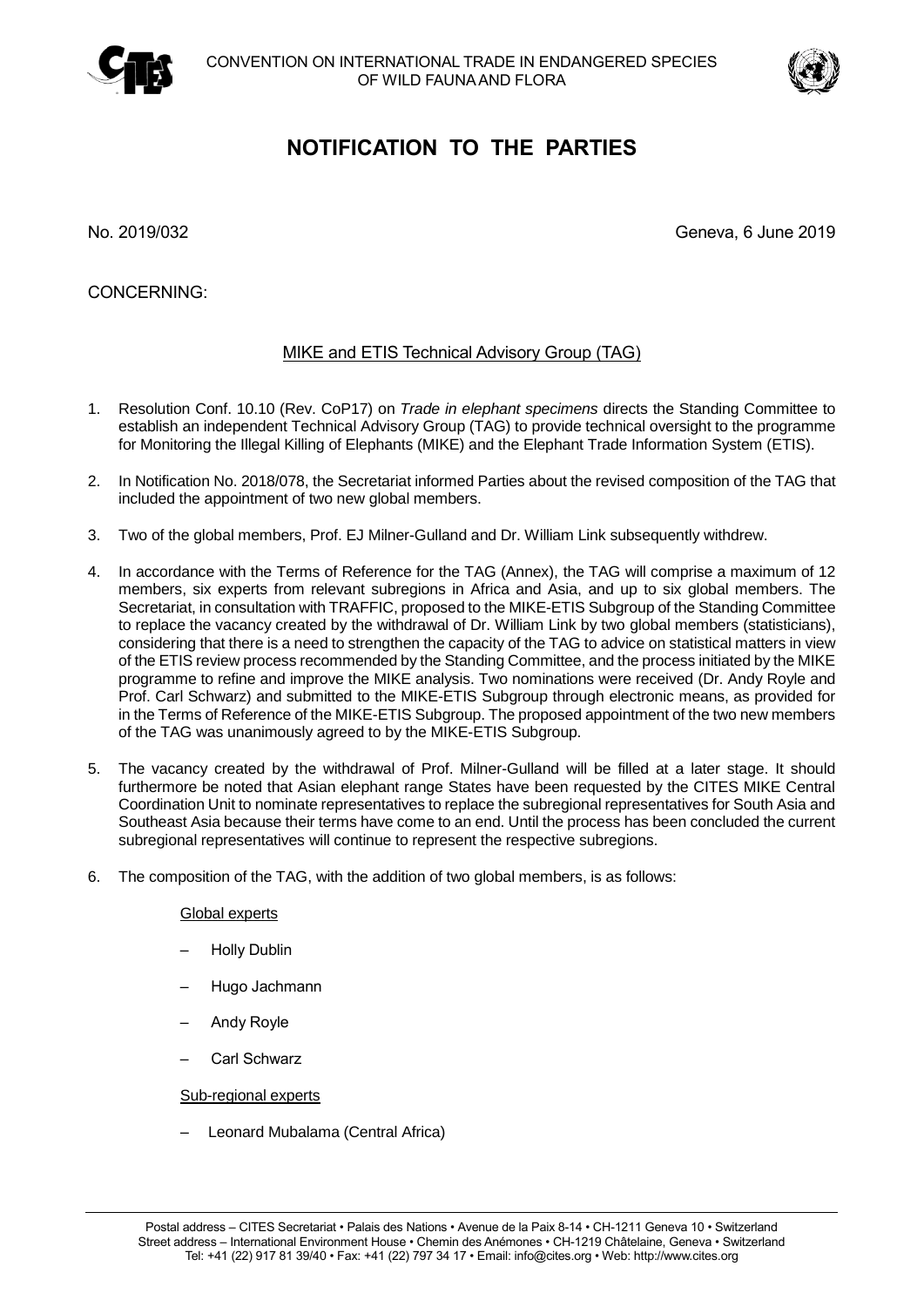CONVENTION ON INTERNATIONAL TRADE IN ENDANGERED SPECIES OF WILD FAUNA AND FLORA

# NOTIFICATION TO THE PARTIES

No. 2019/032

Geneva, 6 June 2019

CONCERNING:

## MIKE and ETIS Technical Advisory Group (TAG)

1. Resolution Conf. 10.10 (Rev. CoP17) on *Trade in elephant specimens* directs the Standing Committee to establish an independent Technical Advisory Group (TAG) to provide technical oversight to the programme for Monitoring the Illegal Killing of Elephants (MIKE) and the Elephant Trade Information System (ETIS).

2. In Notification No. 2018/078, the Secretariat informed Parties about the revised composition of the TAG that included the appointment of two new global members.

3. Two of the global members, Prof. EJ Milner-Gulland and Dr. William Link subsequently withdrew.

4. In accordance with the Terms of Reference for the TAG (Annex), the TAG will comprise a maximum of 12 members, six experts from relevant subregions in Africa and Asia, and up to six global members. The Secretariat, in consultation with TRAFFIC, proposed to the MIKE-ETIS Subgroup of the Standing Committee to replace the vacancy created by the withdrawal of Dr. William Link by two global members (statisticians), considering that there is a need to strengthen the capacity of the TAG to advice on statistical matters in view of the ETIS review process recommended by the Standing Committee, and the process initiated by the MIKE programme to refine and improve the MIKE analysis. Two nominations were received (Dr. Andy Royle and Prof. Carl Schwarz) and submitted to the MIKE-ETIS Subgroup through electronic means, as provided for in the Terms of Reference of the MIKE-ETIS Subgroup. The proposed appointment of the two new members of the TAG was unanimously agreed to by the MIKE-ETIS Subgroup.

5. The vacancy created by the withdrawal of Prof. Milner-Gulland will be filled at a later stage. It should furthermore be noted that Asian elephant range States have been requested by the CITES MIKE Central Coordination Unit to nominate representatives to replace the subregional representatives for South Asia and Southeast Asia because their terms have come to an end. Until the process has been concluded the current subregional representatives will continue to represent the respective subregions.

6. The composition of the TAG, with the addition of two global members, is as follows:

   Global experts

   – Holly Dublin
   – Hugo Jachmann
   – Andy Royle
   – Carl Schwarz

   Sub-regional experts

   – Leonard Mubalama (Central Africa)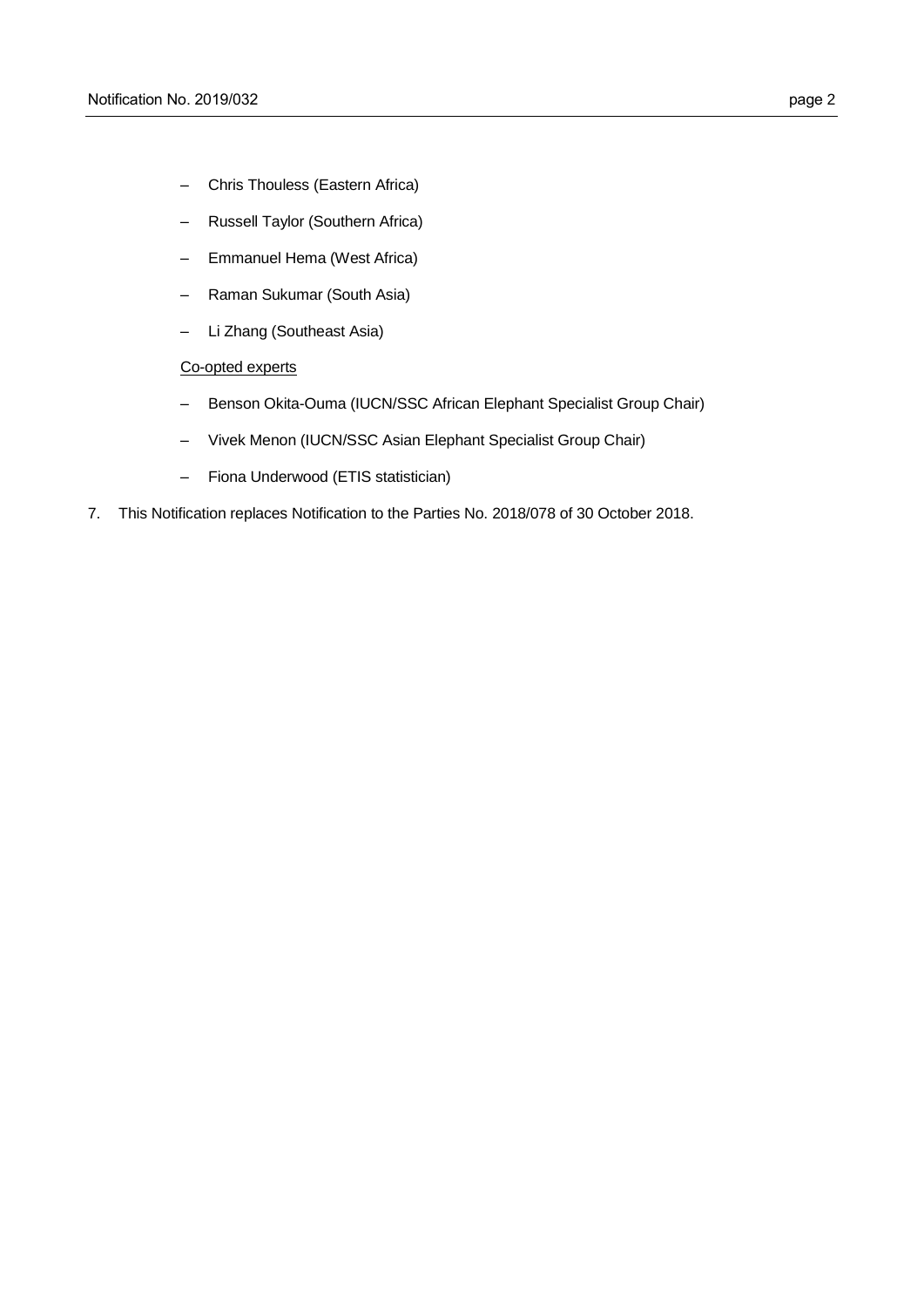- Chris Thouless (Eastern Africa)
- Russell Taylor (Southern Africa)
- Emmanuel Hema (West Africa)
- Raman Sukumar (South Asia)
- Li Zhang (Southeast Asia)

<u>Co-opted experts</u>

- Benson Okita-Ouma (IUCN/SSC African Elephant Specialist Group Chair)
- Vivek Menon (IUCN/SSC Asian Elephant Specialist Group Chair)
- Fiona Underwood (ETIS statistician)

7. This Notification replaces Notification to the Parties No. 2018/078 of 30 October 2018.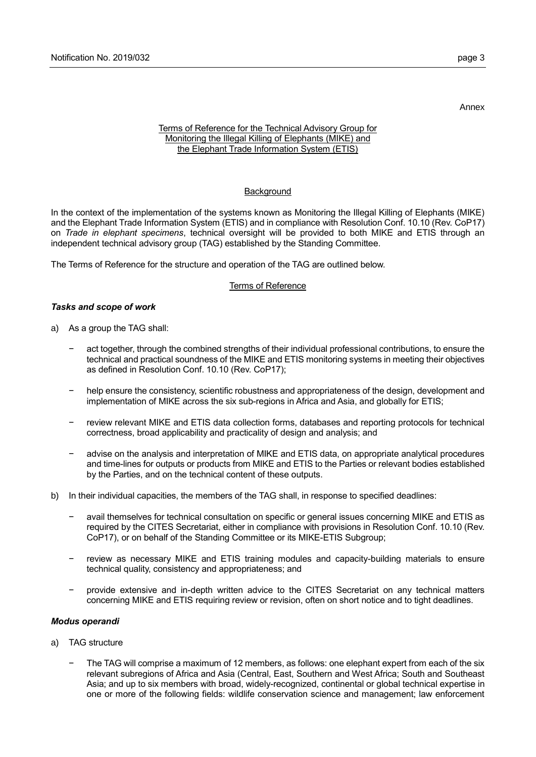Annex

Terms of Reference for the Technical Advisory Group for Monitoring the Illegal Killing of Elephants (MIKE) and the Elephant Trade Information System (ETIS)

## Background

In the context of the implementation of the systems known as Monitoring the Illegal Killing of Elephants (MIKE) and the Elephant Trade Information System (ETIS) and in compliance with Resolution Conf. 10.10 (Rev. CoP17) on *Trade in elephant specimens*, technical oversight will be provided to both MIKE and ETIS through an independent technical advisory group (TAG) established by the Standing Committee.

The Terms of Reference for the structure and operation of the TAG are outlined below.

## Terms of Reference

### *Tasks and scope of work*

a) As a group the TAG shall:

- act together, through the combined strengths of their individual professional contributions, to ensure the technical and practical soundness of the MIKE and ETIS monitoring systems in meeting their objectives as defined in Resolution Conf. 10.10 (Rev. CoP17);
- help ensure the consistency, scientific robustness and appropriateness of the design, development and implementation of MIKE across the six sub-regions in Africa and Asia, and globally for ETIS;
- review relevant MIKE and ETIS data collection forms, databases and reporting protocols for technical correctness, broad applicability and practicality of design and analysis; and
- advise on the analysis and interpretation of MIKE and ETIS data, on appropriate analytical procedures and time-lines for outputs or products from MIKE and ETIS to the Parties or relevant bodies established by the Parties, and on the technical content of these outputs.

b) In their individual capacities, the members of the TAG shall, in response to specified deadlines:

- avail themselves for technical consultation on specific or general issues concerning MIKE and ETIS as required by the CITES Secretariat, either in compliance with provisions in Resolution Conf. 10.10 (Rev. CoP17), or on behalf of the Standing Committee or its MIKE-ETIS Subgroup;
- review as necessary MIKE and ETIS training modules and capacity-building materials to ensure technical quality, consistency and appropriateness; and
- provide extensive and in-depth written advice to the CITES Secretariat on any technical matters concerning MIKE and ETIS requiring review or revision, often on short notice and to tight deadlines.

### *Modus operandi*

a) TAG structure

- The TAG will comprise a maximum of 12 members, as follows: one elephant expert from each of the six relevant subregions of Africa and Asia (Central, East, Southern and West Africa; South and Southeast Asia; and up to six members with broad, widely-recognized, continental or global technical expertise in one or more of the following fields: wildlife conservation science and management; law enforcement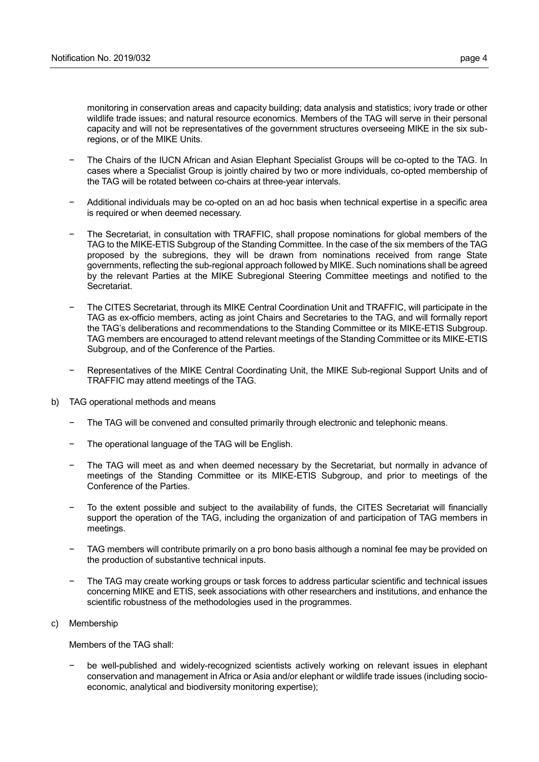monitoring in conservation areas and capacity building; data analysis and statistics; ivory trade or other wildlife trade issues; and natural resource economics. Members of the TAG will serve in their personal capacity and will not be representatives of the government structures overseeing MIKE in the six sub-regions, or of the MIKE Units.

- The Chairs of the IUCN African and Asian Elephant Specialist Groups will be co-opted to the TAG. In cases where a Specialist Group is jointly chaired by two or more individuals, co-opted membership of the TAG will be rotated between co-chairs at three-year intervals.

- Additional individuals may be co-opted on an ad hoc basis when technical expertise in a specific area is required or when deemed necessary.

- The Secretariat, in consultation with TRAFFIC, shall propose nominations for global members of the TAG to the MIKE-ETIS Subgroup of the Standing Committee. In the case of the six members of the TAG proposed by the subregions, they will be drawn from nominations received from range State governments, reflecting the sub-regional approach followed by MIKE. Such nominations shall be agreed by the relevant Parties at the MIKE Subregional Steering Committee meetings and notified to the Secretariat.

- The CITES Secretariat, through its MIKE Central Coordination Unit and TRAFFIC, will participate in the TAG as ex-officio members, acting as joint Chairs and Secretaries to the TAG, and will formally report the TAG's deliberations and recommendations to the Standing Committee or its MIKE-ETIS Subgroup. TAG members are encouraged to attend relevant meetings of the Standing Committee or its MIKE-ETIS Subgroup, and of the Conference of the Parties.

- Representatives of the MIKE Central Coordinating Unit, the MIKE Sub-regional Support Units and of TRAFFIC may attend meetings of the TAG.

b) TAG operational methods and means

- The TAG will be convened and consulted primarily through electronic and telephonic means.

- The operational language of the TAG will be English.

- The TAG will meet as and when deemed necessary by the Secretariat, but normally in advance of meetings of the Standing Committee or its MIKE-ETIS Subgroup, and prior to meetings of the Conference of the Parties.

- To the extent possible and subject to the availability of funds, the CITES Secretariat will financially support the operation of the TAG, including the organization of and participation of TAG members in meetings.

- TAG members will contribute primarily on a pro bono basis although a nominal fee may be provided on the production of substantive technical inputs.

- The TAG may create working groups or task forces to address particular scientific and technical issues concerning MIKE and ETIS, seek associations with other researchers and institutions, and enhance the scientific robustness of the methodologies used in the programmes.

c) Membership

Members of the TAG shall:

- be well-published and widely-recognized scientists actively working on relevant issues in elephant conservation and management in Africa or Asia and/or elephant or wildlife trade issues (including socio-economic, analytical and biodiversity monitoring expertise);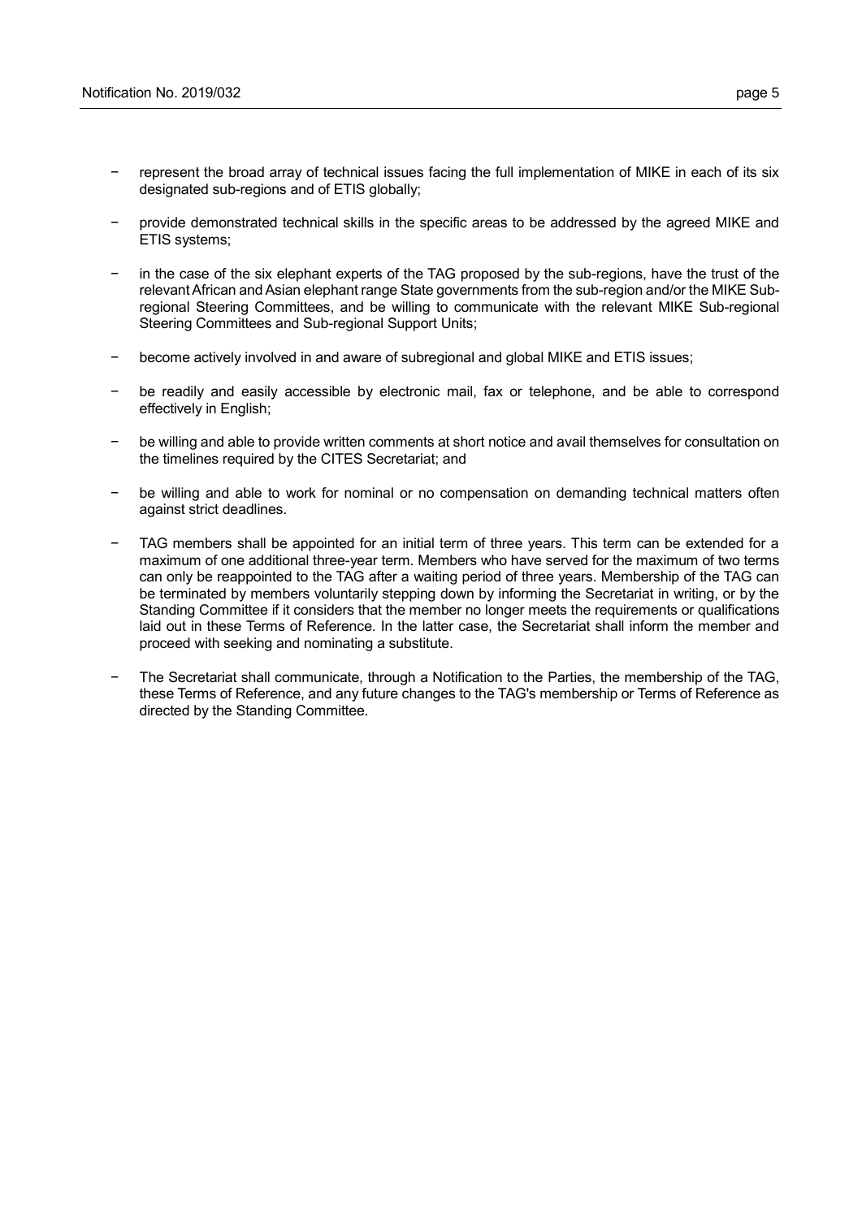- represent the broad array of technical issues facing the full implementation of MIKE in each of its six designated sub-regions and of ETIS globally;

- provide demonstrated technical skills in the specific areas to be addressed by the agreed MIKE and ETIS systems;

- in the case of the six elephant experts of the TAG proposed by the sub-regions, have the trust of the relevant African and Asian elephant range State governments from the sub-region and/or the MIKE Sub-regional Steering Committees, and be willing to communicate with the relevant MIKE Sub-regional Steering Committees and Sub-regional Support Units;

- become actively involved in and aware of subregional and global MIKE and ETIS issues;

- be readily and easily accessible by electronic mail, fax or telephone, and be able to correspond effectively in English;

- be willing and able to provide written comments at short notice and avail themselves for consultation on the timelines required by the CITES Secretariat; and

- be willing and able to work for nominal or no compensation on demanding technical matters often against strict deadlines.

- TAG members shall be appointed for an initial term of three years. This term can be extended for a maximum of one additional three-year term. Members who have served for the maximum of two terms can only be reappointed to the TAG after a waiting period of three years. Membership of the TAG can be terminated by members voluntarily stepping down by informing the Secretariat in writing, or by the Standing Committee if it considers that the member no longer meets the requirements or qualifications laid out in these Terms of Reference. In the latter case, the Secretariat shall inform the member and proceed with seeking and nominating a substitute.

- The Secretariat shall communicate, through a Notification to the Parties, the membership of the TAG, these Terms of Reference, and any future changes to the TAG's membership or Terms of Reference as directed by the Standing Committee.